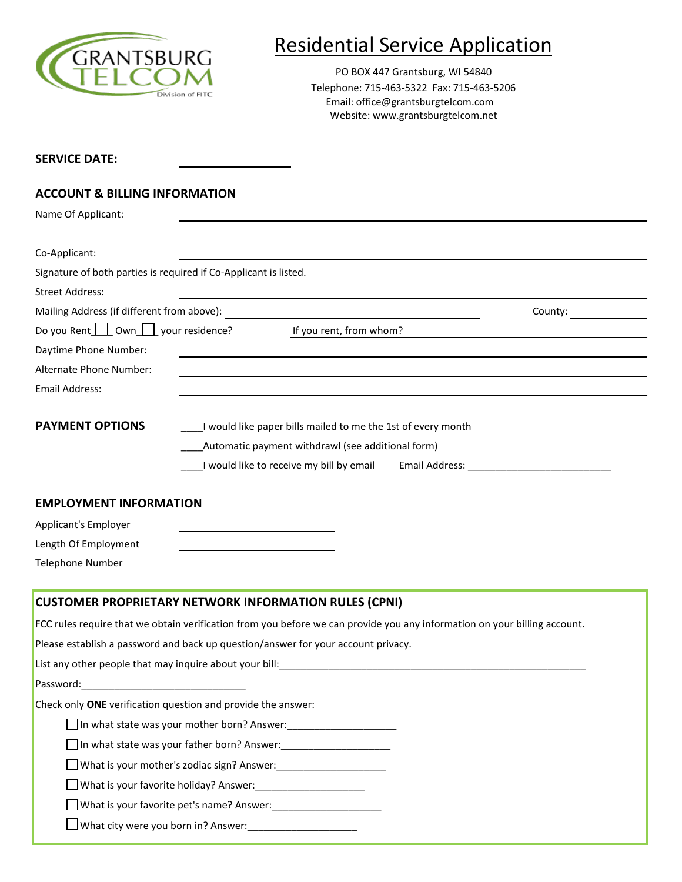GRANTSBURG TELCOM
Division of FITC

# Residential Service Application

PO BOX 447 Grantsburg, WI 54840
Telephone: 715-463-5322 Fax: 715-463-5206
Email: office@grantsburgtelcom.com
Website: www.grantsburgtelcom.net

**SERVICE DATE:** ____________________

## ACCOUNT & BILLING INFORMATION

Name Of Applicant: ____________________

Co-Applicant: ____________________

Signature of both parties is required if Co-Applicant is listed.

Street Address: ____________________

Mailing Address (if different from above): ____________________ County: ____________

Do you Rent ☐ Own ☐ your residence? If you rent, from whom? ____________________

Daytime Phone Number: ____________________

Alternate Phone Number: ____________________

Email Address: ____________________

**PAYMENT OPTIONS**

____I would like paper bills mailed to me the 1st of every month

____Automatic payment withdrawl (see additional form)

____I would like to receive my bill by email Email Address: __________________________

## EMPLOYMENT INFORMATION

Applicant's Employer ____________________

Length Of Employment ____________________

Telephone Number ____________________

## CUSTOMER PROPRIETARY NETWORK INFORMATION RULES (CPNI)

FCC rules require that we obtain verification from you before we can provide you any information on your billing account.

Please establish a password and back up question/answer for your account privacy.

List any other people that may inquire about your bill:____________________________________________________________

Password:______________________________

Check only **ONE** verification question and provide the answer:

- ☐ In what state was your mother born? Answer:____________________
- ☐ In what state was your father born? Answer:____________________
- ☐ What is your mother's zodiac sign? Answer:____________________
- ☐ What is your favorite holiday? Answer:____________________
- ☐ What is your favorite pet's name? Answer:____________________
- ☐ What city were you born in? Answer:____________________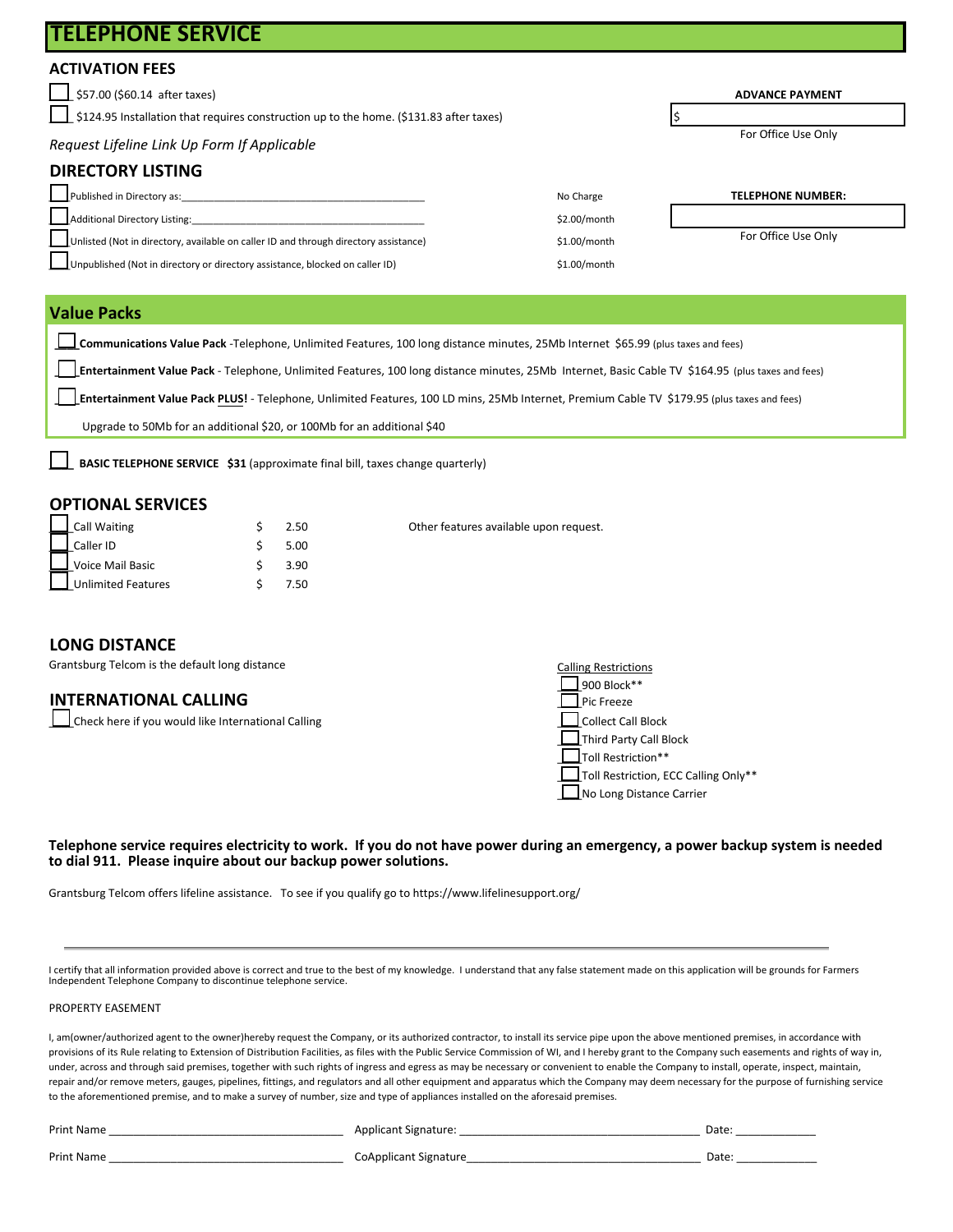# TELEPHONE SERVICE

## ACTIVATION FEES

☐ $57.00 ($60.14 after taxes)

☐ $124.95 Installation that requires construction up to the home. ($131.83 after taxes)

*Request Lifeline Link Up Form If Applicable*

**ADVANCE PAYMENT**

$ ____________

For Office Use Only

## DIRECTORY LISTING

| | |
|---|---|
| ☐ Published in Directory as: ________________________________________ | No Charge |
| ☐ Additional Directory Listing: ________________________________________ | $2.00/month |
| ☐ Unlisted (Not in directory, available on caller ID and through directory assistance) | $1.00/month |
| ☐ Unpublished (Not in directory or directory assistance, blocked on caller ID) | $1.00/month |

**TELEPHONE NUMBER:**

____________

For Office Use Only

## Value Packs

☐ **Communications Value Pack** -Telephone, Unlimited Features, 100 long distance minutes, 25Mb Internet $65.99 (plus taxes and fees)

☐ **Entertainment Value Pack** - Telephone, Unlimited Features, 100 long distance minutes, 25Mb Internet, Basic Cable TV $164.95 (plus taxes and fees)

☐ **Entertainment Value Pack PLUS!** - Telephone, Unlimited Features, 100 LD mins, 25Mb Internet, Premium Cable TV $179.95 (plus taxes and fees)

Upgrade to 50Mb for an additional $20, or 100Mb for an additional $40

☐ **BASIC TELEPHONE SERVICE $31** (approximate final bill, taxes change quarterly)

## OPTIONAL SERVICES

| | |
|---|---|
| ☐ Call Waiting | $ 2.50 |
| ☐ Caller ID | $ 5.00 |
| ☐ Voice Mail Basic | $ 3.90 |
| ☐ Unlimited Features | $ 7.50 |

Other features available upon request.

## LONG DISTANCE

Grantsburg Telcom is the default long distance

## INTERNATIONAL CALLING

☐ Check here if you would like International Calling

Calling Restrictions

☐ 900 Block**

☐ Pic Freeze

☐ Collect Call Block

☐ Third Party Call Block

☐ Toll Restriction**

☐ Toll Restriction, ECC Calling Only**

☐ No Long Distance Carrier

**Telephone service requires electricity to work. If you do not have power during an emergency, a power backup system is needed to dial 911. Please inquire about our backup power solutions.**

Grantsburg Telcom offers lifeline assistance. To see if you qualify go to https://www.lifelinesupport.org/

---

I certify that all information provided above is correct and true to the best of my knowledge. I understand that any false statement made on this application will be grounds for Farmers Independent Telephone Company to discontinue telephone service.

PROPERTY EASEMENT

I, am(owner/authorized agent to the owner)hereby request the Company, or its authorized contractor, to install its service pipe upon the above mentioned premises, in accordance with provisions of its Rule relating to Extension of Distribution Facilities, as files with the Public Service Commission of WI, and I hereby grant to the Company such easements and rights of way in, under, across and through said premises, together with such rights of ingress and egress as may be necessary or convenient to enable the Company to install, operate, inspect, maintain, repair and/or remove meters, gauges, pipelines, fittings, and regulators and all other equipment and apparatus which the Company may deem necessary for the purpose of furnishing service to the aforementioned premise, and to make a survey of number, size and type of appliances installed on the aforesaid premises.

Print Name ______________________ Applicant Signature: ______________________ Date: __________

Print Name ______________________ CoApplicant Signature______________________ Date: __________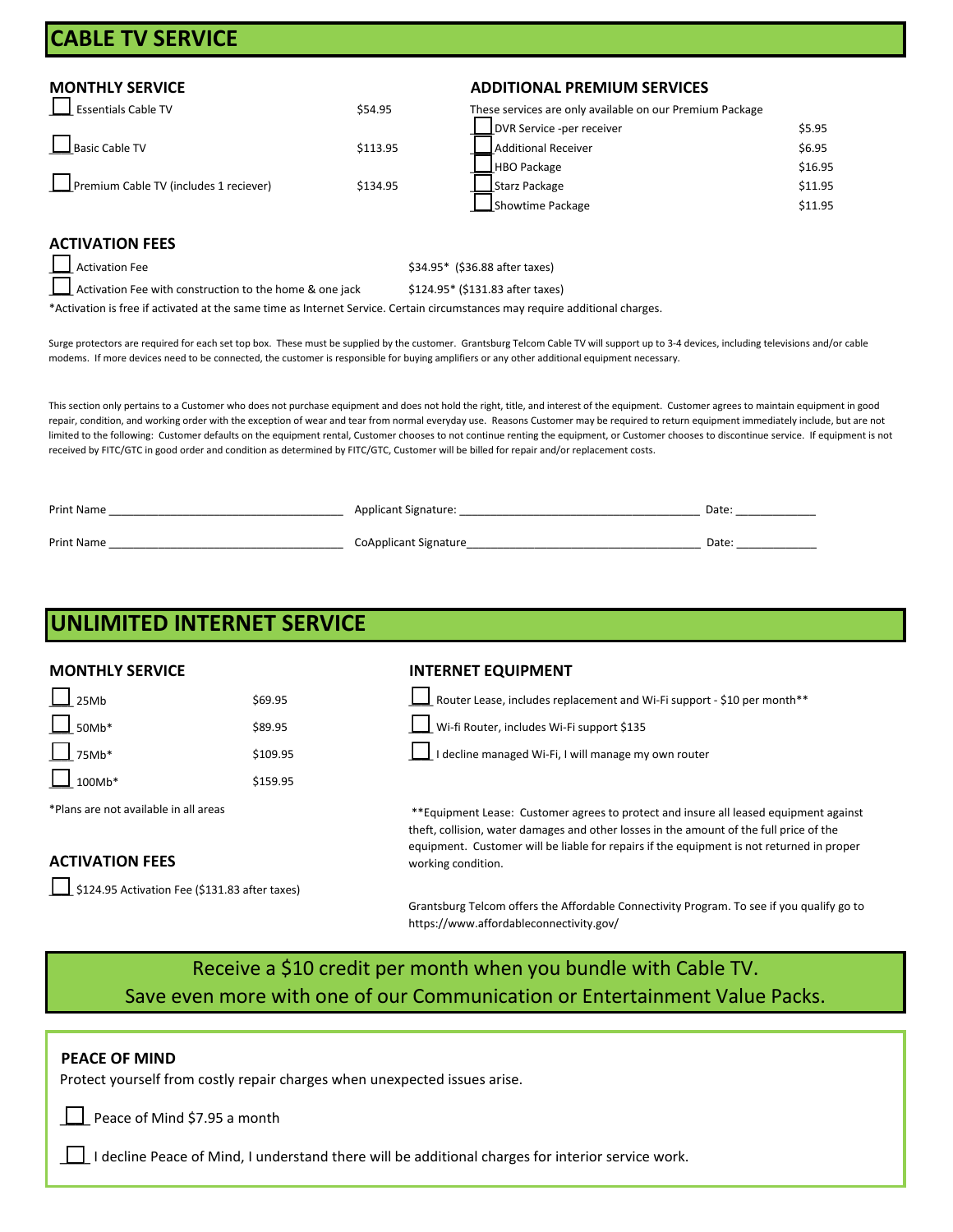# CABLE TV SERVICE

## MONTHLY SERVICE

| | Service | Price |
|---|---|---|
| ☐ | Essentials Cable TV | $54.95 |
| ☐ | Basic Cable TV | $113.95 |
| ☐ | Premium Cable TV (includes 1 reciever) | $134.95 |

## ADDITIONAL PREMIUM SERVICES

These services are only available on our Premium Package

| | Service | Price |
|---|---|---|
| ☐ | DVR Service -per receiver | $5.95 |
| ☐ | Additional Receiver | $6.95 |
| ☐ | HBO Package | $16.95 |
| ☐ | Starz Package | $11.95 |
| ☐ | Showtime Package | $11.95 |

## ACTIVATION FEES

| | Fee | Price |
|---|---|---|
| ☐ | Activation Fee | $34.95* ($36.88 after taxes) |
| ☐ | Activation Fee with construction to the home & one jack | $124.95* ($131.83 after taxes) |

*Activation is free if activated at the same time as Internet Service. Certain circumstances may require additional charges.

Surge protectors are required for each set top box. These must be supplied by the customer. Grantsburg Telcom Cable TV will support up to 3-4 devices, including televisions and/or cable modems. If more devices need to be connected, the customer is responsible for buying amplifiers or any other additional equipment necessary.

This section only pertains to a Customer who does not purchase equipment and does not hold the right, title, and interest of the equipment. Customer agrees to maintain equipment in good repair, condition, and working order with the exception of wear and tear from normal everyday use. Reasons Customer may be required to return equipment immediately include, but are not limited to the following: Customer defaults on the equipment rental, Customer chooses to not continue renting the equipment, or Customer chooses to discontinue service. If equipment is not received by FITC/GTC in good order and condition as determined by FITC/GTC, Customer will be billed for repair and/or replacement costs.

Print Name ____________________ Applicant Signature: ____________________ Date: __________

Print Name ____________________ CoApplicant Signature ____________________ Date: __________

# UNLIMITED INTERNET SERVICE

## MONTHLY SERVICE

| | Service | Price |
|---|---|---|
| ☐ | 25Mb | $69.95 |
| ☐ | 50Mb* | $89.95 |
| ☐ | 75Mb* | $109.95 |
| ☐ | 100Mb* | $159.95 |

*Plans are not available in all areas

## ACTIVATION FEES

☐ $124.95 Activation Fee ($131.83 after taxes)

## INTERNET EQUIPMENT

- ☐ Router Lease, includes replacement and Wi-Fi support - $10 per month**
- ☐ Wi-fi Router, includes Wi-Fi support $135
- ☐ I decline managed Wi-Fi, I will manage my own router

**Equipment Lease: Customer agrees to protect and insure all leased equipment against theft, collision, water damages and other losses in the amount of the full price of the equipment. Customer will be liable for repairs if the equipment is not returned in proper working condition.

Grantsburg Telcom offers the Affordable Connectivity Program. To see if you qualify go to https://www.affordableconnectivity.gov/

Receive a $10 credit per month when you bundle with Cable TV.
Save even more with one of our Communication or Entertainment Value Packs.

## PEACE OF MIND

Protect yourself from costly repair charges when unexpected issues arise.

- ☐ Peace of Mind $7.95 a month
- ☐ I decline Peace of Mind, I understand there will be additional charges for interior service work.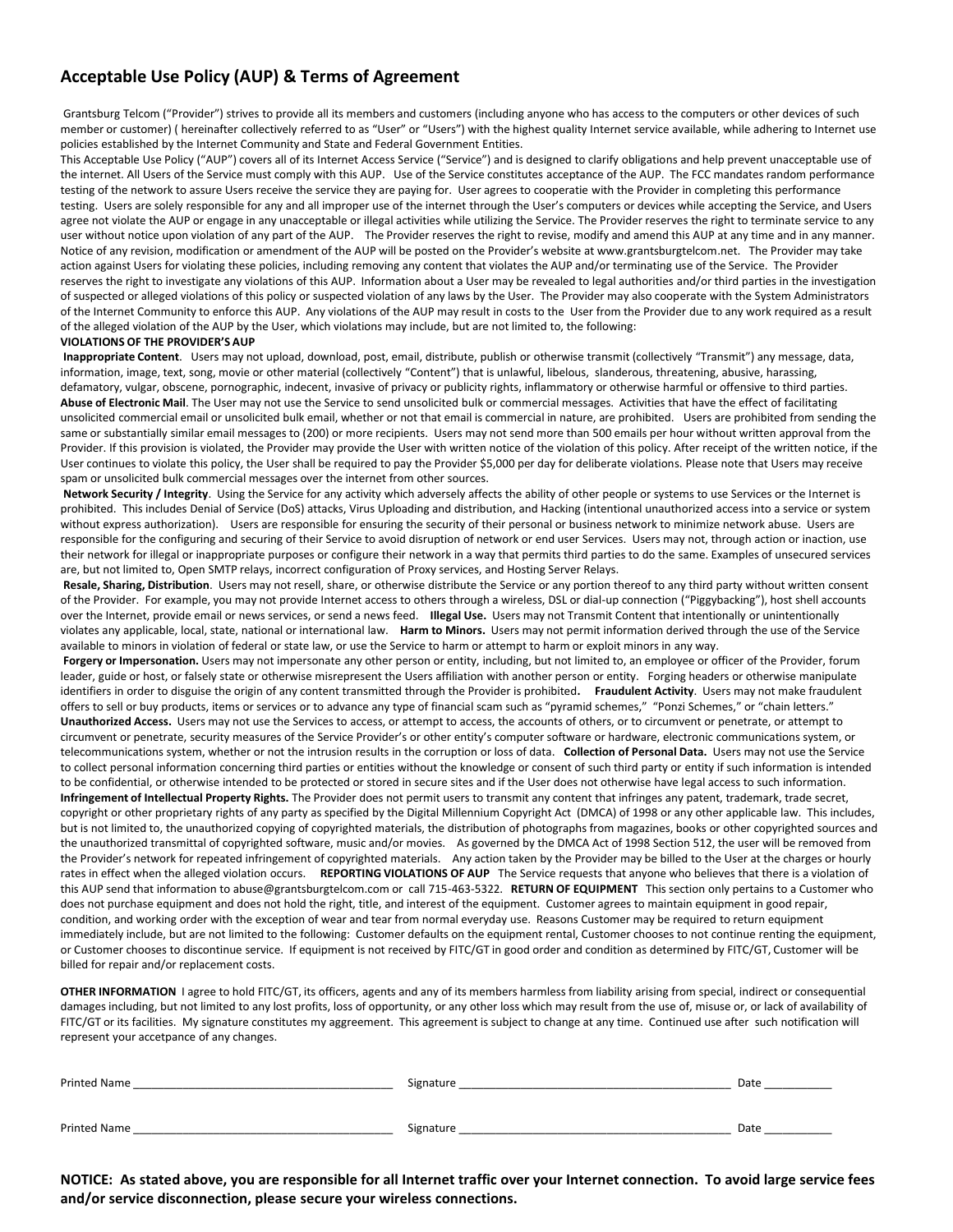## Acceptable Use Policy (AUP) & Terms of Agreement

Grantsburg Telcom ("Provider") strives to provide all its members and customers (including anyone who has access to the computers or other devices of such member or customer) ( hereinafter collectively referred to as "User" or "Users") with the highest quality Internet service available, while adhering to Internet use policies established by the Internet Community and State and Federal Government Entities.

This Acceptable Use Policy ("AUP") covers all of its Internet Access Service ("Service") and is designed to clarify obligations and help prevent unacceptable use of the internet. All Users of the Service must comply with this AUP. Use of the Service constitutes acceptance of the AUP. The FCC mandates random performance testing of the network to assure Users receive the service they are paying for. User agrees to cooperatie with the Provider in completing this performance testing. Users are solely responsible for any and all improper use of the internet through the User's computers or devices while accepting the Service, and Users agree not violate the AUP or engage in any unacceptable or illegal activities while utilizing the Service. The Provider reserves the right to terminate service to any user without notice upon violation of any part of the AUP. The Provider reserves the right to revise, modify and amend this AUP at any time and in any manner. Notice of any revision, modification or amendment of the AUP will be posted on the Provider's website at www.grantsburgtelcom.net. The Provider may take action against Users for violating these policies, including removing any content that violates the AUP and/or terminating use of the Service. The Provider reserves the right to investigate any violations of this AUP. Information about a User may be revealed to legal authorities and/or third parties in the investigation of suspected or alleged violations of this policy or suspected violation of any laws by the User. The Provider may also cooperate with the System Administrators of the Internet Community to enforce this AUP. Any violations of the AUP may result in costs to the User from the Provider due to any work required as a result of the alleged violation of the AUP by the User, which violations may include, but are not limited to, the following:

**VIOLATIONS OF THE PROVIDER'S AUP**

**Inappropriate Content**. Users may not upload, download, post, email, distribute, publish or otherwise transmit (collectively "Transmit") any message, data, information, image, text, song, movie or other material (collectively "Content") that is unlawful, libelous, slanderous, threatening, abusive, harassing, defamatory, vulgar, obscene, pornographic, indecent, invasive of privacy or publicity rights, inflammatory or otherwise harmful or offensive to third parties.

**Abuse of Electronic Mail**. The User may not use the Service to send unsolicited bulk or commercial messages. Activities that have the effect of facilitating unsolicited commercial email or unsolicited bulk email, whether or not that email is commercial in nature, are prohibited. Users are prohibited from sending the same or substantially similar email messages to (200) or more recipients. Users may not send more than 500 emails per hour without written approval from the Provider. If this provision is violated, the Provider may provide the User with written notice of the violation of this policy. After receipt of the written notice, if the User continues to violate this policy, the User shall be required to pay the Provider $5,000 per day for deliberate violations. Please note that Users may receive spam or unsolicited bulk commercial messages over the internet from other sources.

**Network Security / Integrity**. Using the Service for any activity which adversely affects the ability of other people or systems to use Services or the Internet is prohibited. This includes Denial of Service (DoS) attacks, Virus Uploading and distribution, and Hacking (intentional unauthorized access into a service or system without express authorization). Users are responsible for ensuring the security of their personal or business network to minimize network abuse. Users are responsible for the configuring and securing of their Service to avoid disruption of network or end user Services. Users may not, through action or inaction, use their network for illegal or inappropriate purposes or configure their network in a way that permits third parties to do the same. Examples of unsecured services are, but not limited to, Open SMTP relays, incorrect configuration of Proxy services, and Hosting Server Relays.

**Resale, Sharing, Distribution**. Users may not resell, share, or otherwise distribute the Service or any portion thereof to any third party without written consent of the Provider. For example, you may not provide Internet access to others through a wireless, DSL or dial-up connection ("Piggybacking"), host shell accounts over the Internet, provide email or news services, or send a news feed. **Illegal Use.** Users may not Transmit Content that intentionally or unintentionally violates any applicable, local, state, national or international law. **Harm to Minors.** Users may not permit information derived through the use of the Service available to minors in violation of federal or state law, or use the Service to harm or attempt to harm or exploit minors in any way.

**Forgery or Impersonation.** Users may not impersonate any other person or entity, including, but not limited to, an employee or officer of the Provider, forum leader, guide or host, or falsely state or otherwise misrepresent the Users affiliation with another person or entity. Forging headers or otherwise manipulate identifiers in order to disguise the origin of any content transmitted through the Provider is prohibited**.** **Fraudulent Activity**. Users may not make fraudulent offers to sell or buy products, items or services or to advance any type of financial scam such as "pyramid schemes," "Ponzi Schemes," or "chain letters."

**Unauthorized Access.** Users may not use the Services to access, or attempt to access, the accounts of others, or to circumvent or penetrate, or attempt to circumvent or penetrate, security measures of the Service Provider's or other entity's computer software or hardware, electronic communications system, or telecommunications system, whether or not the intrusion results in the corruption or loss of data. **Collection of Personal Data.** Users may not use the Service to collect personal information concerning third parties or entities without the knowledge or consent of such third party or entity if such information is intended to be confidential, or otherwise intended to be protected or stored in secure sites and if the User does not otherwise have legal access to such information.

**Infringement of Intellectual Property Rights.** The Provider does not permit users to transmit any content that infringes any patent, trademark, trade secret, copyright or other proprietary rights of any party as specified by the Digital Millennium Copyright Act (DMCA) of 1998 or any other applicable law. This includes, but is not limited to, the unauthorized copying of copyrighted materials, the distribution of photographs from magazines, books or other copyrighted sources and the unauthorized transmittal of copyrighted software, music and/or movies. As governed by the DMCA Act of 1998 Section 512, the user will be removed from the Provider's network for repeated infringement of copyrighted materials. Any action taken by the Provider may be billed to the User at the charges or hourly rates in effect when the alleged violation occurs. **REPORTING VIOLATIONS OF AUP** The Service requests that anyone who believes that there is a violation of this AUP send that information to abuse@grantsburgtelcom.com or call 715-463-5322. **RETURN OF EQUIPMENT** This section only pertains to a Customer who does not purchase equipment and does not hold the right, title, and interest of the equipment. Customer agrees to maintain equipment in good repair, condition, and working order with the exception of wear and tear from normal everyday use. Reasons Customer may be required to return equipment immediately include, but are not limited to the following: Customer defaults on the equipment rental, Customer chooses to not continue renting the equipment, or Customer chooses to discontinue service. If equipment is not received by FITC/GT in good order and condition as determined by FITC/GT, Customer will be billed for repair and/or replacement costs.

**OTHER INFORMATION** I agree to hold FITC/GT, its officers, agents and any of its members harmless from liability arising from special, indirect or consequential damages including, but not limited to any lost profits, loss of opportunity, or any other loss which may result from the use of, misuse or, or lack of availability of FITC/GT or its facilities. My signature constitutes my agreement. This agreement is subject to change at any time. Continued use after such notification will represent your accetpance of any changes.

Printed Name ________________________ Signature ________________________ Date __________

Printed Name ________________________ Signature ________________________ Date __________

**NOTICE: As stated above, you are responsible for all Internet traffic over your Internet connection. To avoid large service fees and/or service disconnection, please secure your wireless connections.**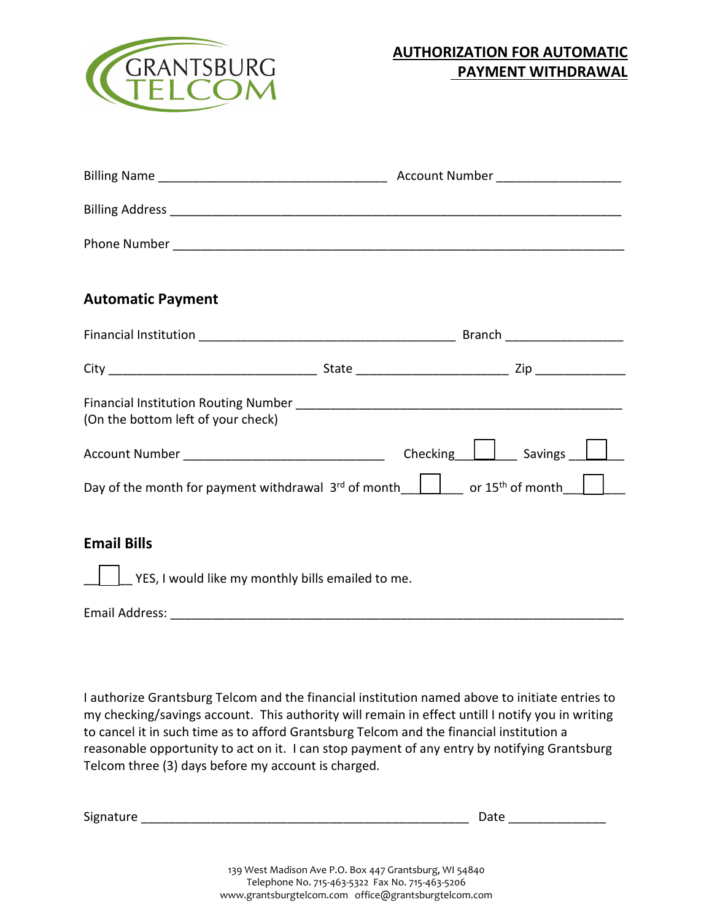GRANTSBURG TELCOM

# AUTHORIZATION FOR AUTOMATIC PAYMENT WITHDRAWAL

Billing Name ________________________________ Account Number _________________

Billing Address ______________________________________________________________

Phone Number _______________________________________________________________

## Automatic Payment

Financial Institution ____________________________________ Branch ________________

City ______________________________ State _____________________ Zip ____________

Financial Institution Routing Number ___________________________________________
(On the bottom left of your check)

Account Number ____________________________ Checking ☐ Savings ☐

Day of the month for payment withdrawal 3rd of month ☐ or 15th of month ☐

## Email Bills

☐ YES, I would like my monthly bills emailed to me.

Email Address: _______________________________________________________________

I authorize Grantsburg Telcom and the financial institution named above to initiate entries to my checking/savings account. This authority will remain in effect untill I notify you in writing to cancel it in such time as to afford Grantsburg Telcom and the financial institution a reasonable opportunity to act on it. I can stop payment of any entry by notifying Grantsburg Telcom three (3) days before my account is charged.

Signature _____________________________________________ Date _____________

139 West Madison Ave P.O. Box 447 Grantsburg, WI 54840
Telephone No. 715-463-5322 Fax No. 715-463-5206
www.grantsburgtelcom.com office@grantsburgtelcom.com